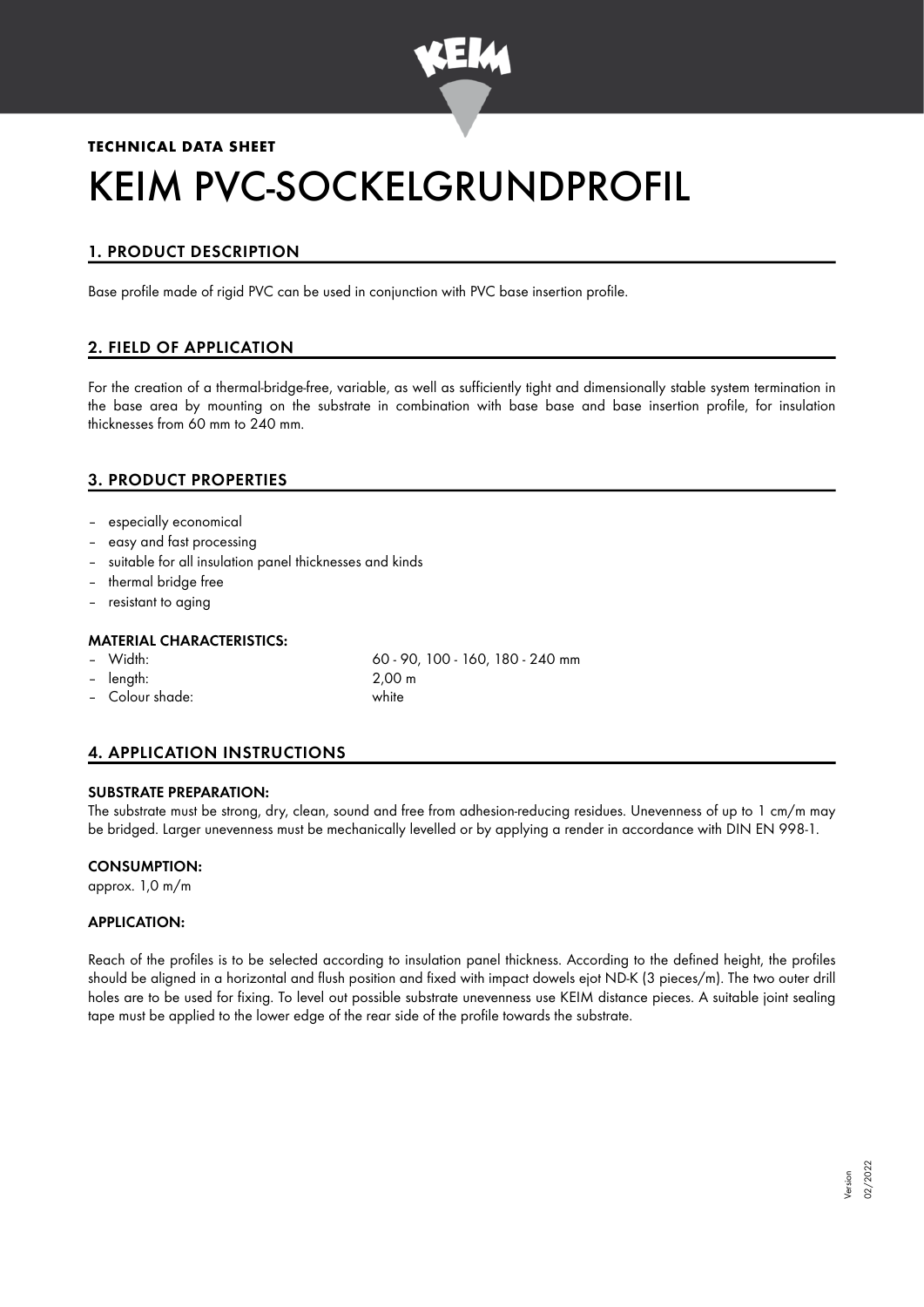**TECHNICAL DATA SHEET**

# KEIM PVC-SOCKELGRUNDPROFIL

## 1. PRODUCT DESCRIPTION

Base profile made of rigid PVC can be used in conjunction with PVC base insertion profile.

## 2. FIELD OF APPLICATION

For the creation of a thermal-bridge-free, variable, as well as sufficiently tight and dimensionally stable system termination in the base area by mounting on the substrate in combination with base base and base insertion profile, for insulation thicknesses from 60 mm to 240 mm.

## 3. PRODUCT PROPERTIES

- especially economical
- easy and fast processing
- suitable for all insulation panel thicknesses and kinds
- thermal bridge free
- resistant to aging

### MATERIAL CHARACTERISTICS:

- Width: 60 - 90, 100 - 160, 180 - 240 mm
- length: 2,00 m
- Colour shade: white

## 4. APPLICATION INSTRUCTIONS

### SUBSTRATE PREPARATION:

The substrate must be strong, dry, clean, sound and free from adhesion-reducing residues. Unevenness of up to 1 cm/m may be bridged. Larger unevenness must be mechanically levelled or by applying a render in accordance with DIN EN 998-1.

### CONSUMPTION:

approx. 1,0 m/m

### APPLICATION:

Reach of the profiles is to be selected according to insulation panel thickness. According to the defined height, the profiles should be aligned in a horizontal and flush position and fixed with impact dowels ejot ND-K (3 pieces/m). The two outer drill holes are to be used for fixing. To level out possible substrate unevenness use KEIM distance pieces. A suitable joint sealing tape must be applied to the lower edge of the rear side of the profile towards the substrate.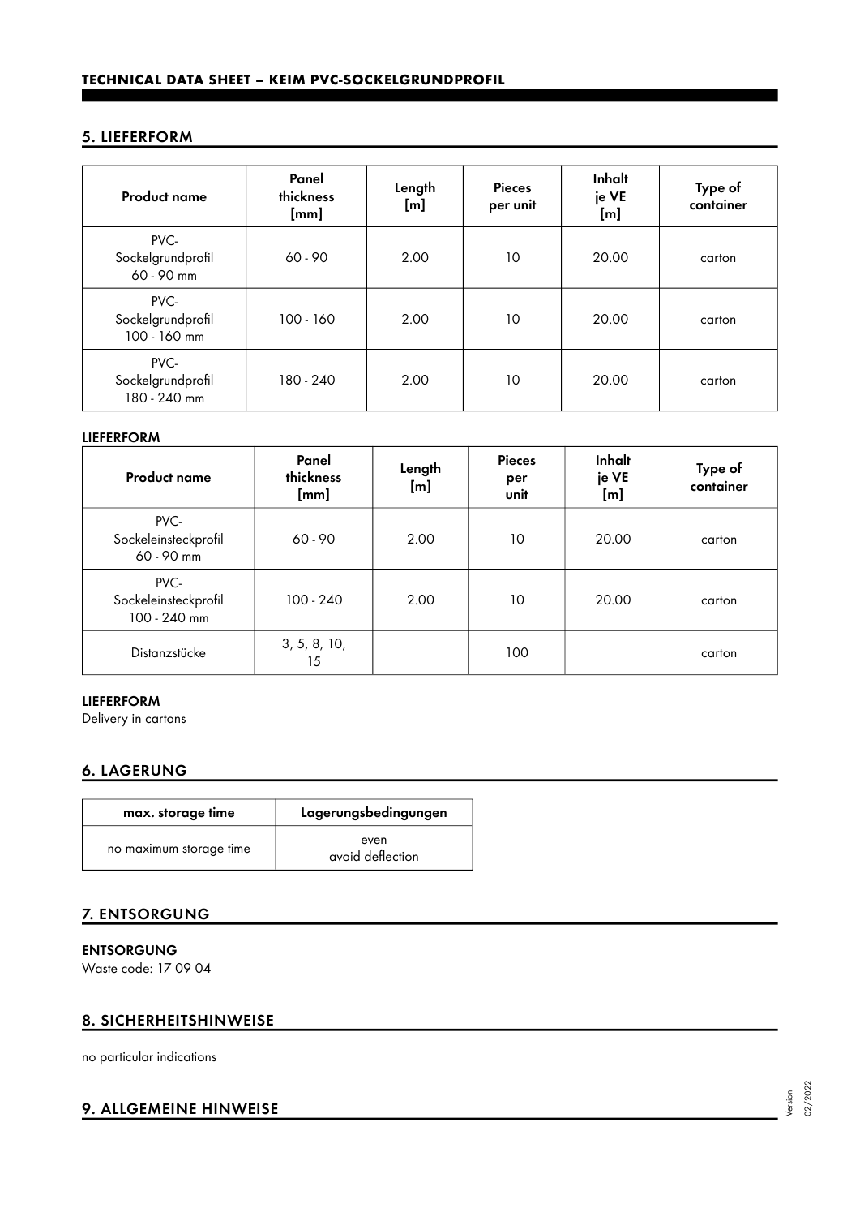## 5. LIEFERFORM

| Product name | Panel thickness [mm] | Length [m] | Pieces per unit | Inhalt je VE [m] | Type of container |
|---|---|---|---|---|---|
| PVC-Sockelgrundprofil 60 - 90 mm | 60 - 90 | 2.00 | 10 | 20.00 | carton |
| PVC-Sockelgrundprofil 100 - 160 mm | 100 - 160 | 2.00 | 10 | 20.00 | carton |
| PVC-Sockelgrundprofil 180 - 240 mm | 180 - 240 | 2.00 | 10 | 20.00 | carton |

**LIEFERFORM**

| Product name | Panel thickness [mm] | Length [m] | Pieces per unit | Inhalt je VE [m] | Type of container |
|---|---|---|---|---|---|
| PVC-Sockeleinsteckprofil 60 - 90 mm | 60 - 90 | 2.00 | 10 | 20.00 | carton |
| PVC-Sockeleinsteckprofil 100 - 240 mm | 100 - 240 | 2.00 | 10 | 20.00 | carton |
| Distanzstücke | 3, 5, 8, 10, 15 | | 100 | | carton |

**LIEFERFORM**

Delivery in cartons

## 6. LAGERUNG

| max. storage time | Lagerungsbedingungen |
|---|---|
| no maximum storage time | even avoid deflection |

## 7. ENTSORGUNG

**ENTSORGUNG**

Waste code: 17 09 04

## 8. SICHERHEITSHINWEISE

no particular indications

## 9. ALLGEMEINE HINWEISE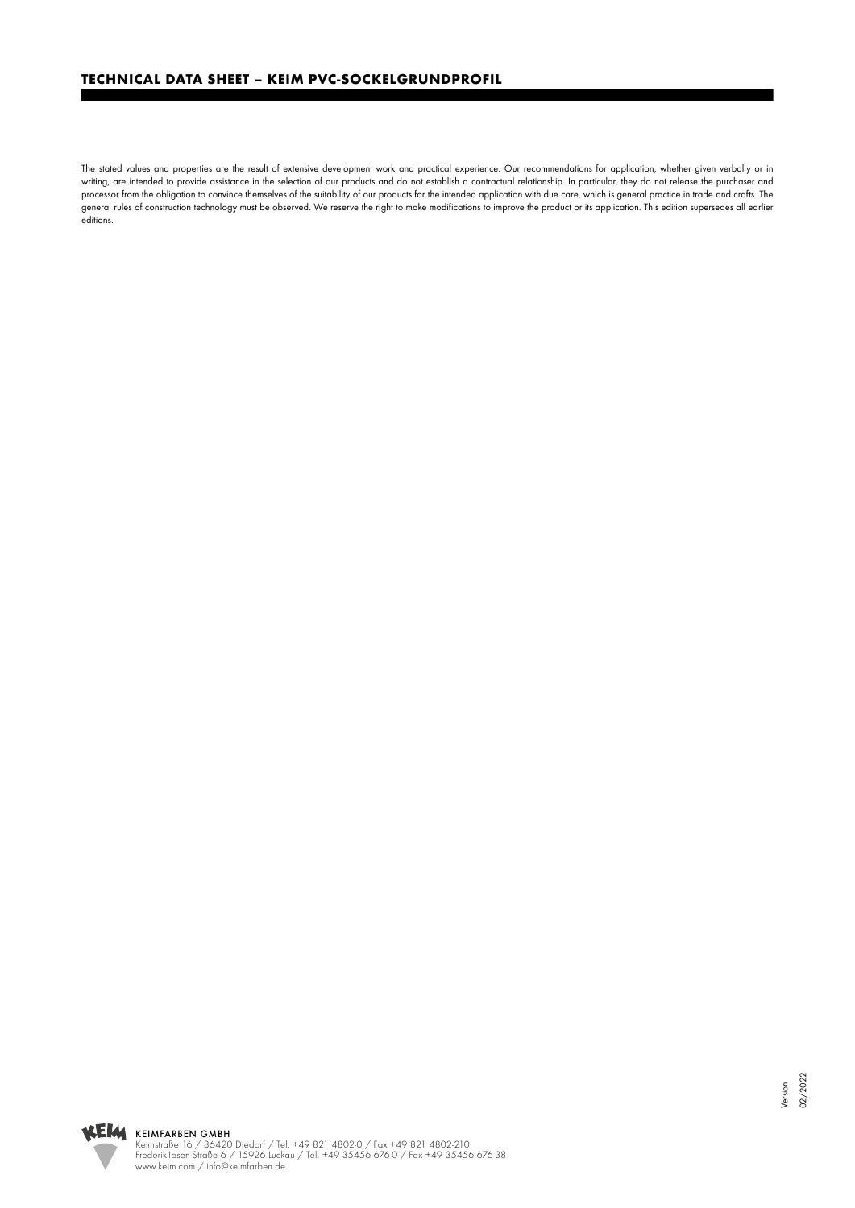The stated values and properties are the result of extensive development work and practical experience. Our recommendations for application, whether given verbally or in writing, are intended to provide assistance in the selection of our products and do not establish a contractual relationship. In particular, they do not release the purchaser and processor from the obligation to convince themselves of the suitability of our products for the intended application with due care, which is general practice in trade and crafts. The general rules of construction technology must be observed. We reserve the right to make modifications to improve the product or its application. This edition supersedes all earlier editions.

KEIMFARBEN GMBH
Keimstraße 16 / 86420 Diedorf / Tel. +49 821 4802-0 / Fax +49 821 4802-210
Frederik-Ipsen-Straße 6 / 15926 Luckau / Tel. +49 35456 676-0 / Fax +49 35456 676-38
www.keim.com / info@keimfarben.de

Version 02/2022